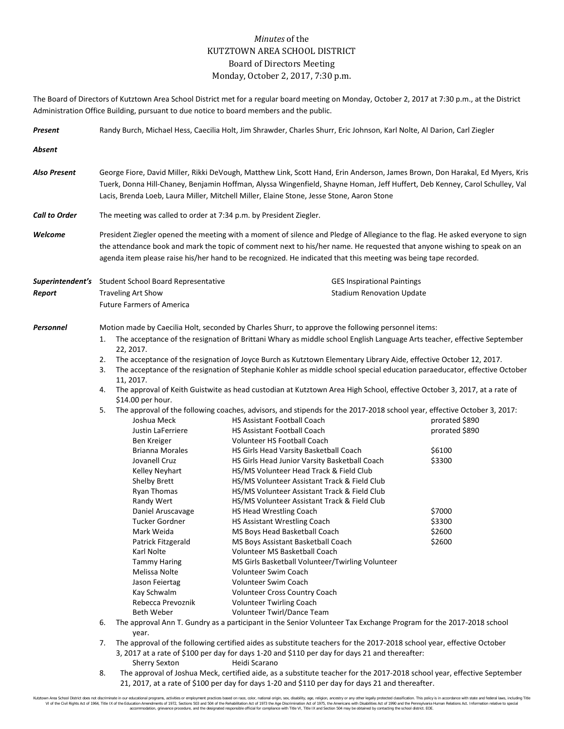*Minutes* of the
KUTZTOWN AREA SCHOOL DISTRICT
Board of Directors Meeting
Monday, October 2, 2017, 7:30 p.m.

The Board of Directors of Kutztown Area School District met for a regular board meeting on Monday, October 2, 2017 at 7:30 p.m., at the District Administration Office Building, pursuant to due notice to board members and the public.

***Present*** Randy Burch, Michael Hess, Caecilia Holt, Jim Shrawder, Charles Shurr, Eric Johnson, Karl Nolte, Al Darion, Carl Ziegler

***Absent***

***Also Present*** George Fiore, David Miller, Rikki DeVough, Matthew Link, Scott Hand, Erin Anderson, James Brown, Don Harakal, Ed Myers, Kris Tuerk, Donna Hill-Chaney, Benjamin Hoffman, Alyssa Wingenfield, Shayne Homan, Jeff Huffert, Deb Kenney, Carol Schulley, Val Lacis, Brenda Loeb, Laura Miller, Mitchell Miller, Elaine Stone, Jesse Stone, Aaron Stone

***Call to Order*** The meeting was called to order at 7:34 p.m. by President Ziegler.

***Welcome*** President Ziegler opened the meeting with a moment of silence and Pledge of Allegiance to the flag. He asked everyone to sign the attendance book and mark the topic of comment next to his/her name. He requested that anyone wishing to speak on an agenda item please raise his/her hand to be recognized. He indicated that this meeting was being tape recorded.

***Superintendent's Report***

- Student School Board Representative
- Traveling Art Show
- Future Farmers of America
- GES Inspirational Paintings
- Stadium Renovation Update

***Personnel*** Motion made by Caecilia Holt, seconded by Charles Shurr, to approve the following personnel items:

1. The acceptance of the resignation of Brittani Whary as middle school English Language Arts teacher, effective September 22, 2017.
2. The acceptance of the resignation of Joyce Burch as Kutztown Elementary Library Aide, effective October 12, 2017.
3. The acceptance of the resignation of Stephanie Kohler as middle school special education paraeducator, effective October 11, 2017.
4. The approval of Keith Guistwite as head custodian at Kutztown Area High School, effective October 3, 2017, at a rate of $14.00 per hour.
5. The approval of the following coaches, advisors, and stipends for the 2017-2018 school year, effective October 3, 2017:

| | | |
|---|---|---|
| Joshua Meck | HS Assistant Football Coach | prorated $890 |
| Justin LaFerriere | HS Assistant Football Coach | prorated $890 |
| Ben Kreiger | Volunteer HS Football Coach | |
| Brianna Morales | HS Girls Head Varsity Basketball Coach | $6100 |
| Jovanell Cruz | HS Girls Head Junior Varsity Basketball Coach | $3300 |
| Kelley Neyhart | HS/MS Volunteer Head Track & Field Club | |
| Shelby Brett | HS/MS Volunteer Assistant Track & Field Club | |
| Ryan Thomas | HS/MS Volunteer Assistant Track & Field Club | |
| Randy Wert | HS/MS Volunteer Assistant Track & Field Club | |
| Daniel Aruscavage | HS Head Wrestling Coach | $7000 |
| Tucker Gordner | HS Assistant Wrestling Coach | $3300 |
| Mark Weida | MS Boys Head Basketball Coach | $2600 |
| Patrick Fitzgerald | MS Boys Assistant Basketball Coach | $2600 |
| Karl Nolte | Volunteer MS Basketball Coach | |
| Tammy Haring | MS Girls Basketball Volunteer/Twirling Volunteer | |
| Melissa Nolte | Volunteer Swim Coach | |
| Jason Feiertag | Volunteer Swim Coach | |
| Kay Schwalm | Volunteer Cross Country Coach | |
| Rebecca Prevoznik | Volunteer Twirling Coach | |
| Beth Weber | Volunteer Twirl/Dance Team | |

6. The approval Ann T. Gundry as a participant in the Senior Volunteer Tax Exchange Program for the 2017-2018 school year.
7. The approval of the following certified aides as substitute teachers for the 2017-2018 school year, effective October 3, 2017 at a rate of $100 per day for days 1-20 and $110 per day for days 21 and thereafter:
   Sherry Sexton    Heidi Scarano
8. The approval of Joshua Meck, certified aide, as a substitute teacher for the 2017-2018 school year, effective September 21, 2017, at a rate of $100 per day for days 1-20 and $110 per day for days 21 and thereafter.

Kutztown Area School District does not discriminate in our educational programs, activities or employment practices based on race, color, national origin, sex, disability, age, religion, ancestry or any other legally protected classification. This policy is in accordance with state and federal laws, including Title VI of the Civil Rights Act of 1964, Title IX of the Education Amendments of 1972, Sections 503 and 504 of the Rehabilitation Act of 1973 the Age Discrimination Act of 1975, the Americans with Disabilities Act of 1990 and the Pennsylvania Human Relations Act. Information relative to special accommodation, grievance procedure, and the designated responsible official for compliance with Title VI, Title IX and Section 504 may be obtained by contacting the school district. EOE.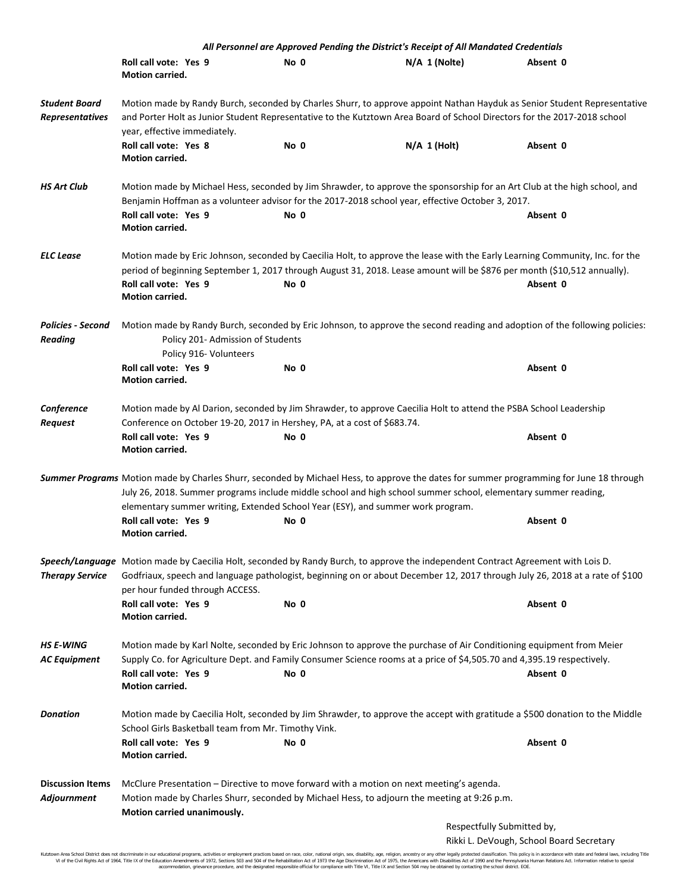*All Personnel are Approved Pending the District's Receipt of All Mandated Credentials*

**Roll call vote: Yes 9** | **No 0** | **N/A 1 (Nolte)** | **Absent 0**
**Motion carried.**

***Student Board Representatives***
Motion made by Randy Burch, seconded by Charles Shurr, to approve appoint Nathan Hayduk as Senior Student Representative and Porter Holt as Junior Student Representative to the Kutztown Area Board of School Directors for the 2017-2018 school year, effective immediately.
**Roll call vote: Yes 8** | **No 0** | **N/A 1 (Holt)** | **Absent 0**
**Motion carried.**

***HS Art Club***
Motion made by Michael Hess, seconded by Jim Shrawder, to approve the sponsorship for an Art Club at the high school, and Benjamin Hoffman as a volunteer advisor for the 2017-2018 school year, effective October 3, 2017.
**Roll call vote: Yes 9** | **No 0** | **Absent 0**
**Motion carried.**

***ELC Lease***
Motion made by Eric Johnson, seconded by Caecilia Holt, to approve the lease with the Early Learning Community, Inc. for the period of beginning September 1, 2017 through August 31, 2018. Lease amount will be $876 per month ($10,512 annually).
**Roll call vote: Yes 9** | **No 0** | **Absent 0**
**Motion carried.**

***Policies - Second Reading***
Motion made by Randy Burch, seconded by Eric Johnson, to approve the second reading and adoption of the following policies:
- Policy 201- Admission of Students
- Policy 916- Volunteers

**Roll call vote: Yes 9** | **No 0** | **Absent 0**
**Motion carried.**

***Conference Request***
Motion made by Al Darion, seconded by Jim Shrawder, to approve Caecilia Holt to attend the PSBA School Leadership Conference on October 19-20, 2017 in Hershey, PA, at a cost of $683.74.
**Roll call vote: Yes 9** | **No 0** | **Absent 0**
**Motion carried.**

***Summer Programs***
Motion made by Charles Shurr, seconded by Michael Hess, to approve the dates for summer programming for June 18 through July 26, 2018. Summer programs include middle school and high school summer school, elementary summer reading, elementary summer writing, Extended School Year (ESY), and summer work program.
**Roll call vote: Yes 9** | **No 0** | **Absent 0**
**Motion carried.**

***Speech/Language Therapy Service***
Motion made by Caecilia Holt, seconded by Randy Burch, to approve the independent Contract Agreement with Lois D. Godfriaux, speech and language pathologist, beginning on or about December 12, 2017 through July 26, 2018 at a rate of $100 per hour funded through ACCESS.
**Roll call vote: Yes 9** | **No 0** | **Absent 0**
**Motion carried.**

***HS E-WING AC Equipment***
Motion made by Karl Nolte, seconded by Eric Johnson to approve the purchase of Air Conditioning equipment from Meier Supply Co. for Agriculture Dept. and Family Consumer Science rooms at a price of $4,505.70 and 4,395.19 respectively.
**Roll call vote: Yes 9** | **No 0** | **Absent 0**
**Motion carried.**

***Donation***
Motion made by Caecilia Holt, seconded by Jim Shrawder, to approve the accept with gratitude a $500 donation to the Middle School Girls Basketball team from Mr. Timothy Vink.
**Roll call vote: Yes 9** | **No 0** | **Absent 0**
**Motion carried.**

**Discussion Items**
McClure Presentation – Directive to move forward with a motion on next meeting's agenda.

***Adjournment***
Motion made by Charles Shurr, seconded by Michael Hess, to adjourn the meeting at 9:26 p.m.
**Motion carried unanimously.**

Respectfully Submitted by,
Rikki L. DeVough, School Board Secretary

Kutztown Area School District does not discriminate in our educational programs, activities or employment practices based on race, color, national origin, sex, disability, age, religion, ancestry or any other legally protected classification. This policy is in accordance with state and federal laws, including Title VI of the Civil Rights Act of 1964, Title IX of the Education Amendments of 1972, Sections 503 and 504 of the Rehabilitation Act of 1973 the Age Discrimination Act of 1975, the Americans with Disabilities Act of 1990 and the Pennsylvania Human Relations Act. Information relative to special accommodation, grievance procedure, and the designated responsible official for compliance with Title VI, Title IX and Section 504 may be obtained by contacting the school district. EOE.